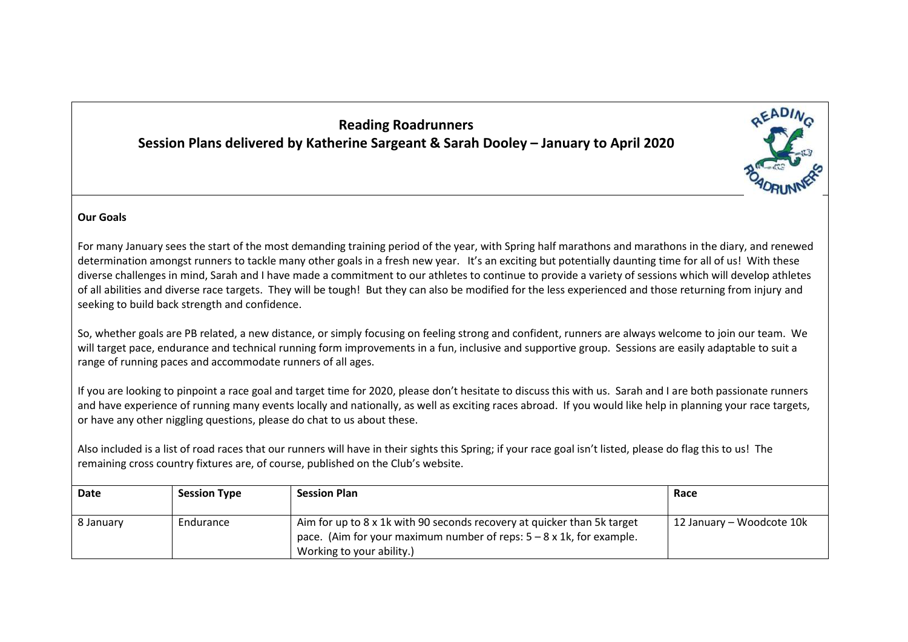# Reading Roadrunners

## Session Plans delivered by Katherine Sargeant & Sarah Dooley – January to April 2020

**Our Goals**

For many January sees the start of the most demanding training period of the year, with Spring half marathons and marathons in the diary, and renewed determination amongst runners to tackle many other goals in a fresh new year. It's an exciting but potentially daunting time for all of us! With these diverse challenges in mind, Sarah and I have made a commitment to our athletes to continue to provide a variety of sessions which will develop athletes of all abilities and diverse race targets. They will be tough! But they can also be modified for the less experienced and those returning from injury and seeking to build back strength and confidence.

So, whether goals are PB related, a new distance, or simply focusing on feeling strong and confident, runners are always welcome to join our team. We will target pace, endurance and technical running form improvements in a fun, inclusive and supportive group. Sessions are easily adaptable to suit a range of running paces and accommodate runners of all ages.

If you are looking to pinpoint a race goal and target time for 2020, please don't hesitate to discuss this with us. Sarah and I are both passionate runners and have experience of running many events locally and nationally, as well as exciting races abroad. If you would like help in planning your race targets, or have any other niggling questions, please do chat to us about these.

Also included is a list of road races that our runners will have in their sights this Spring; if your race goal isn't listed, please do flag this to us! The remaining cross country fixtures are, of course, published on the Club's website.

| Date | Session Type | Session Plan | Race |
|---|---|---|---|
| 8 January | Endurance | Aim for up to 8 x 1k with 90 seconds recovery at quicker than 5k target pace. (Aim for your maximum number of reps: 5 – 8 x 1k, for example. Working to your ability.) | 12 January – Woodcote 10k |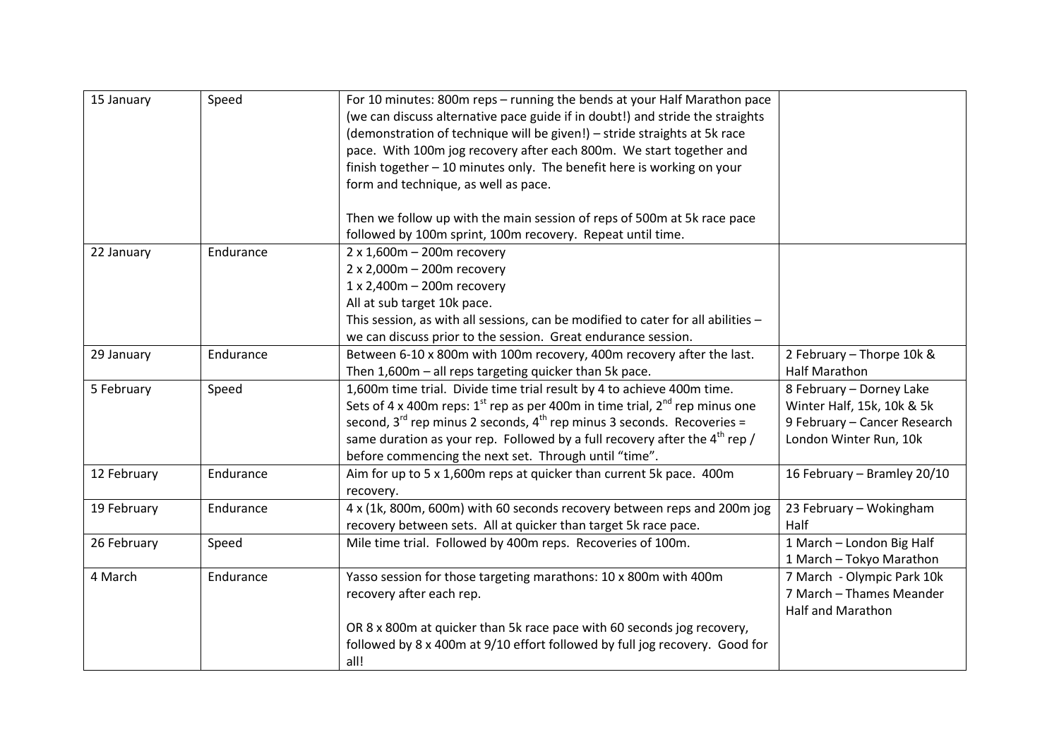| | | | |
|---|---|---|---|
| 15 January | Speed | For 10 minutes: 800m reps – running the bends at your Half Marathon pace (we can discuss alternative pace guide if in doubt!) and stride the straights (demonstration of technique will be given!) – stride straights at 5k race pace. With 100m jog recovery after each 800m. We start together and finish together – 10 minutes only. The benefit here is working on your form and technique, as well as pace.<br><br>Then we follow up with the main session of reps of 500m at 5k race pace followed by 100m sprint, 100m recovery. Repeat until time. | |
| 22 January | Endurance | 2 x 1,600m – 200m recovery<br>2 x 2,000m – 200m recovery<br>1 x 2,400m – 200m recovery<br>All at sub target 10k pace.<br>This session, as with all sessions, can be modified to cater for all abilities – we can discuss prior to the session. Great endurance session. | |
| 29 January | Endurance | Between 6-10 x 800m with 100m recovery, 400m recovery after the last. Then 1,600m – all reps targeting quicker than 5k pace. | 2 February – Thorpe 10k & Half Marathon |
| 5 February | Speed | 1,600m time trial. Divide time trial result by 4 to achieve 400m time. Sets of 4 x 400m reps: 1st rep as per 400m in time trial, 2nd rep minus one second, 3rd rep minus 2 seconds, 4th rep minus 3 seconds. Recoveries = same duration as your rep. Followed by a full recovery after the 4th rep / before commencing the next set. Through until "time". | 8 February – Dorney Lake Winter Half, 15k, 10k & 5k<br>9 February – Cancer Research London Winter Run, 10k |
| 12 February | Endurance | Aim for up to 5 x 1,600m reps at quicker than current 5k pace. 400m recovery. | 16 February – Bramley 20/10 |
| 19 February | Endurance | 4 x (1k, 800m, 600m) with 60 seconds recovery between reps and 200m jog recovery between sets. All at quicker than target 5k race pace. | 23 February – Wokingham Half |
| 26 February | Speed | Mile time trial. Followed by 400m reps. Recoveries of 100m. | 1 March – London Big Half<br>1 March – Tokyo Marathon |
| 4 March | Endurance | Yasso session for those targeting marathons: 10 x 800m with 400m recovery after each rep.<br><br>OR 8 x 800m at quicker than 5k race pace with 60 seconds jog recovery, followed by 8 x 400m at 9/10 effort followed by full jog recovery. Good for all! | 7 March - Olympic Park 10k<br>7 March – Thames Meander Half and Marathon |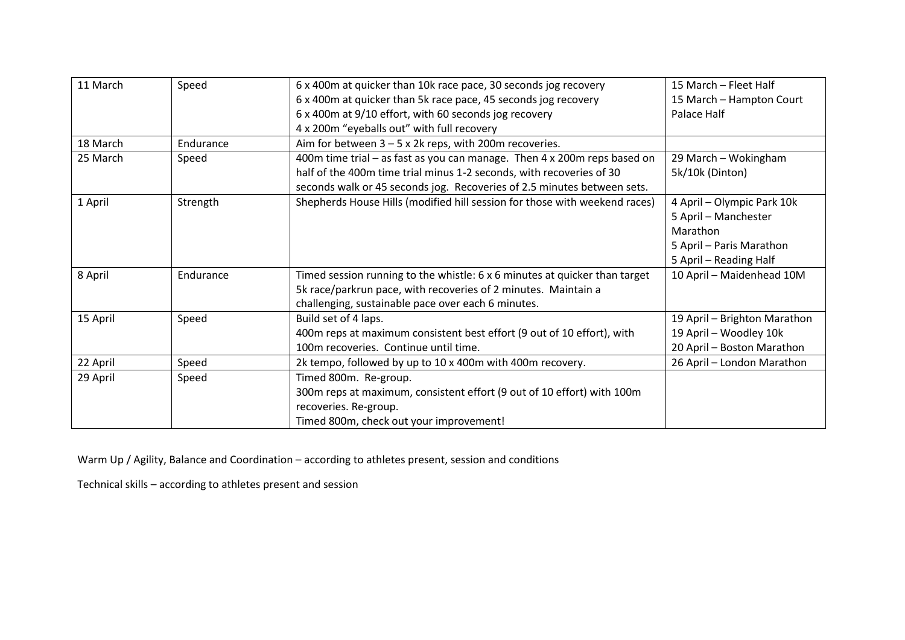| | | | |
|---|---|---|---|
| 11 March | Speed | 6 x 400m at quicker than 10k race pace, 30 seconds jog recovery<br>6 x 400m at quicker than 5k race pace, 45 seconds jog recovery<br>6 x 400m at 9/10 effort, with 60 seconds jog recovery<br>4 x 200m "eyeballs out" with full recovery | 15 March – Fleet Half<br>15 March – Hampton Court Palace Half |
| 18 March | Endurance | Aim for between 3 – 5 x 2k reps, with 200m recoveries. | |
| 25 March | Speed | 400m time trial – as fast as you can manage. Then 4 x 200m reps based on half of the 400m time trial minus 1-2 seconds, with recoveries of 30 seconds walk or 45 seconds jog. Recoveries of 2.5 minutes between sets. | 29 March – Wokingham 5k/10k (Dinton) |
| 1 April | Strength | Shepherds House Hills (modified hill session for those with weekend races) | 4 April – Olympic Park 10k<br>5 April – Manchester Marathon<br>5 April – Paris Marathon<br>5 April – Reading Half |
| 8 April | Endurance | Timed session running to the whistle: 6 x 6 minutes at quicker than target 5k race/parkrun pace, with recoveries of 2 minutes. Maintain a challenging, sustainable pace over each 6 minutes. | 10 April – Maidenhead 10M |
| 15 April | Speed | Build set of 4 laps.<br>400m reps at maximum consistent best effort (9 out of 10 effort), with 100m recoveries. Continue until time. | 19 April – Brighton Marathon<br>19 April – Woodley 10k<br>20 April – Boston Marathon |
| 22 April | Speed | 2k tempo, followed by up to 10 x 400m with 400m recovery. | 26 April – London Marathon |
| 29 April | Speed | Timed 800m. Re-group.<br>300m reps at maximum, consistent effort (9 out of 10 effort) with 100m recoveries. Re-group.<br>Timed 800m, check out your improvement! | |

Warm Up / Agility, Balance and Coordination – according to athletes present, session and conditions

Technical skills – according to athletes present and session